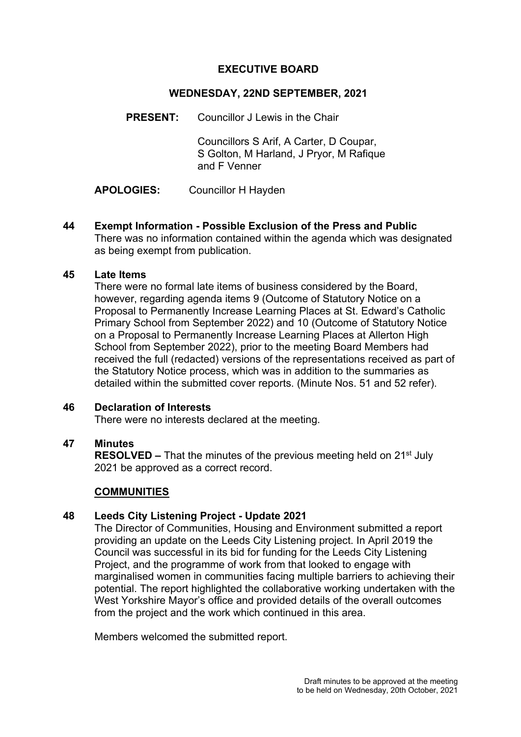# EXECUTIVE BOARD

## WEDNESDAY, 22ND SEPTEMBER, 2021

**PRESENT:** Councillor J Lewis in the Chair

Councillors S Arif, A Carter, D Coupar, S Golton, M Harland, J Pryor, M Rafique and F Venner

**APOLOGIES:** Councillor H Hayden

### 44 Exempt Information - Possible Exclusion of the Press and Public

There was no information contained within the agenda which was designated as being exempt from publication.

### 45 Late Items

There were no formal late items of business considered by the Board, however, regarding agenda items 9 (Outcome of Statutory Notice on a Proposal to Permanently Increase Learning Places at St. Edward's Catholic Primary School from September 2022) and 10 (Outcome of Statutory Notice on a Proposal to Permanently Increase Learning Places at Allerton High School from September 2022), prior to the meeting Board Members had received the full (redacted) versions of the representations received as part of the Statutory Notice process, which was in addition to the summaries as detailed within the submitted cover reports. (Minute Nos. 51 and 52 refer).

### 46 Declaration of Interests

There were no interests declared at the meeting.

### 47 Minutes

**RESOLVED –** That the minutes of the previous meeting held on 21st July 2021 be approved as a correct record.

**COMMUNITIES**

### 48 Leeds City Listening Project - Update 2021

The Director of Communities, Housing and Environment submitted a report providing an update on the Leeds City Listening project. In April 2019 the Council was successful in its bid for funding for the Leeds City Listening Project, and the programme of work from that looked to engage with marginalised women in communities facing multiple barriers to achieving their potential. The report highlighted the collaborative working undertaken with the West Yorkshire Mayor's office and provided details of the overall outcomes from the project and the work which continued in this area.

Members welcomed the submitted report.

Draft minutes to be approved at the meeting to be held on Wednesday, 20th October, 2021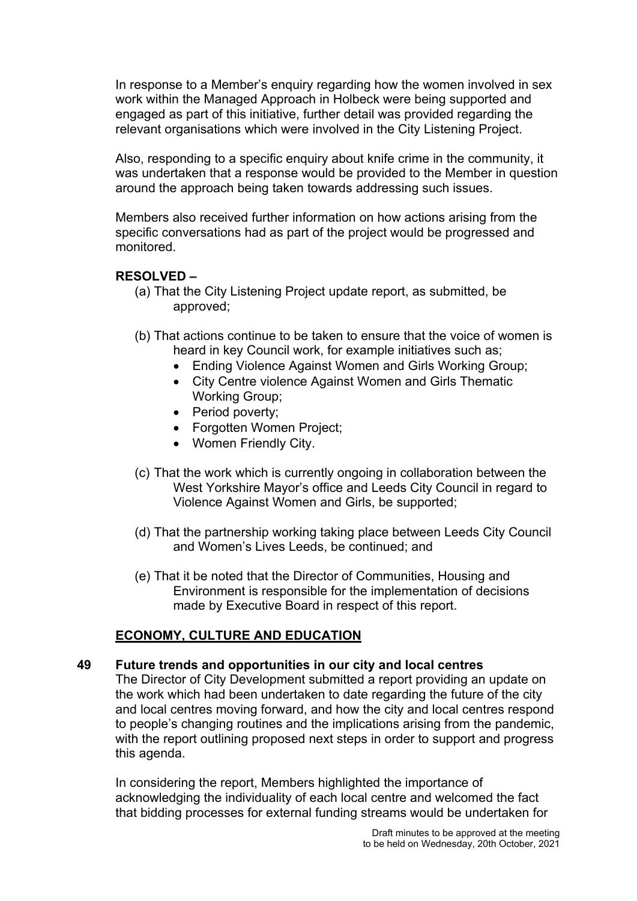In response to a Member's enquiry regarding how the women involved in sex work within the Managed Approach in Holbeck were being supported and engaged as part of this initiative, further detail was provided regarding the relevant organisations which were involved in the City Listening Project.

Also, responding to a specific enquiry about knife crime in the community, it was undertaken that a response would be provided to the Member in question around the approach being taken towards addressing such issues.

Members also received further information on how actions arising from the specific conversations had as part of the project would be progressed and monitored.

**RESOLVED –**

(a) That the City Listening Project update report, as submitted, be approved;

(b) That actions continue to be taken to ensure that the voice of women is heard in key Council work, for example initiatives such as;
- Ending Violence Against Women and Girls Working Group;
- City Centre violence Against Women and Girls Thematic Working Group;
- Period poverty;
- Forgotten Women Project;
- Women Friendly City.

(c) That the work which is currently ongoing in collaboration between the West Yorkshire Mayor's office and Leeds City Council in regard to Violence Against Women and Girls, be supported;

(d) That the partnership working taking place between Leeds City Council and Women's Lives Leeds, be continued; and

(e) That it be noted that the Director of Communities, Housing and Environment is responsible for the implementation of decisions made by Executive Board in respect of this report.

## ECONOMY, CULTURE AND EDUCATION

### 49 Future trends and opportunities in our city and local centres

The Director of City Development submitted a report providing an update on the work which had been undertaken to date regarding the future of the city and local centres moving forward, and how the city and local centres respond to people's changing routines and the implications arising from the pandemic, with the report outlining proposed next steps in order to support and progress this agenda.

In considering the report, Members highlighted the importance of acknowledging the individuality of each local centre and welcomed the fact that bidding processes for external funding streams would be undertaken for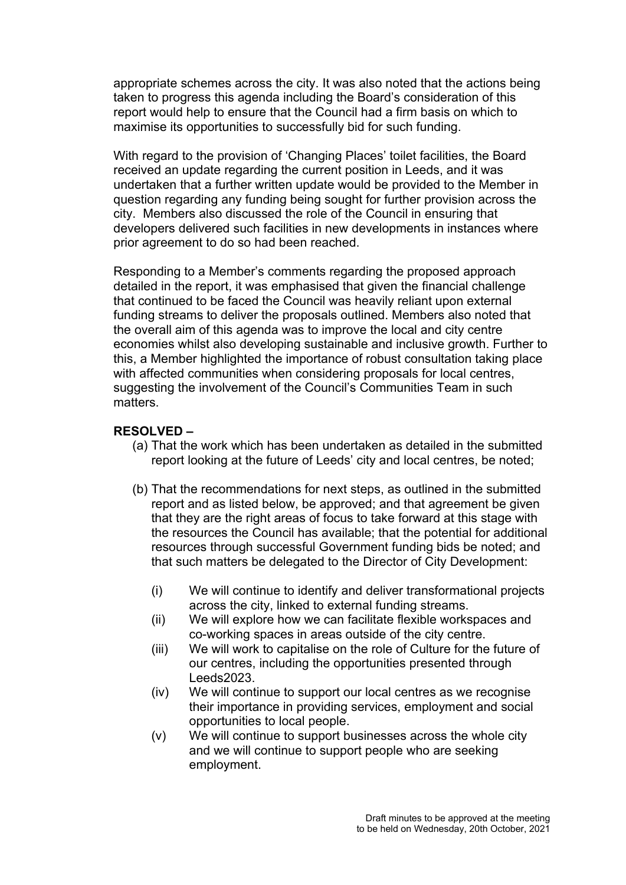appropriate schemes across the city. It was also noted that the actions being taken to progress this agenda including the Board's consideration of this report would help to ensure that the Council had a firm basis on which to maximise its opportunities to successfully bid for such funding.

With regard to the provision of 'Changing Places' toilet facilities, the Board received an update regarding the current position in Leeds, and it was undertaken that a further written update would be provided to the Member in question regarding any funding being sought for further provision across the city. Members also discussed the role of the Council in ensuring that developers delivered such facilities in new developments in instances where prior agreement to do so had been reached.

Responding to a Member's comments regarding the proposed approach detailed in the report, it was emphasised that given the financial challenge that continued to be faced the Council was heavily reliant upon external funding streams to deliver the proposals outlined. Members also noted that the overall aim of this agenda was to improve the local and city centre economies whilst also developing sustainable and inclusive growth. Further to this, a Member highlighted the importance of robust consultation taking place with affected communities when considering proposals for local centres, suggesting the involvement of the Council's Communities Team in such matters.

**RESOLVED –**

(a) That the work which has been undertaken as detailed in the submitted report looking at the future of Leeds' city and local centres, be noted;

(b) That the recommendations for next steps, as outlined in the submitted report and as listed below, be approved; and that agreement be given that they are the right areas of focus to take forward at this stage with the resources the Council has available; that the potential for additional resources through successful Government funding bids be noted; and that such matters be delegated to the Director of City Development:

- (i) We will continue to identify and deliver transformational projects across the city, linked to external funding streams.
- (ii) We will explore how we can facilitate flexible workspaces and co-working spaces in areas outside of the city centre.
- (iii) We will work to capitalise on the role of Culture for the future of our centres, including the opportunities presented through Leeds2023.
- (iv) We will continue to support our local centres as we recognise their importance in providing services, employment and social opportunities to local people.
- (v) We will continue to support businesses across the whole city and we will continue to support people who are seeking employment.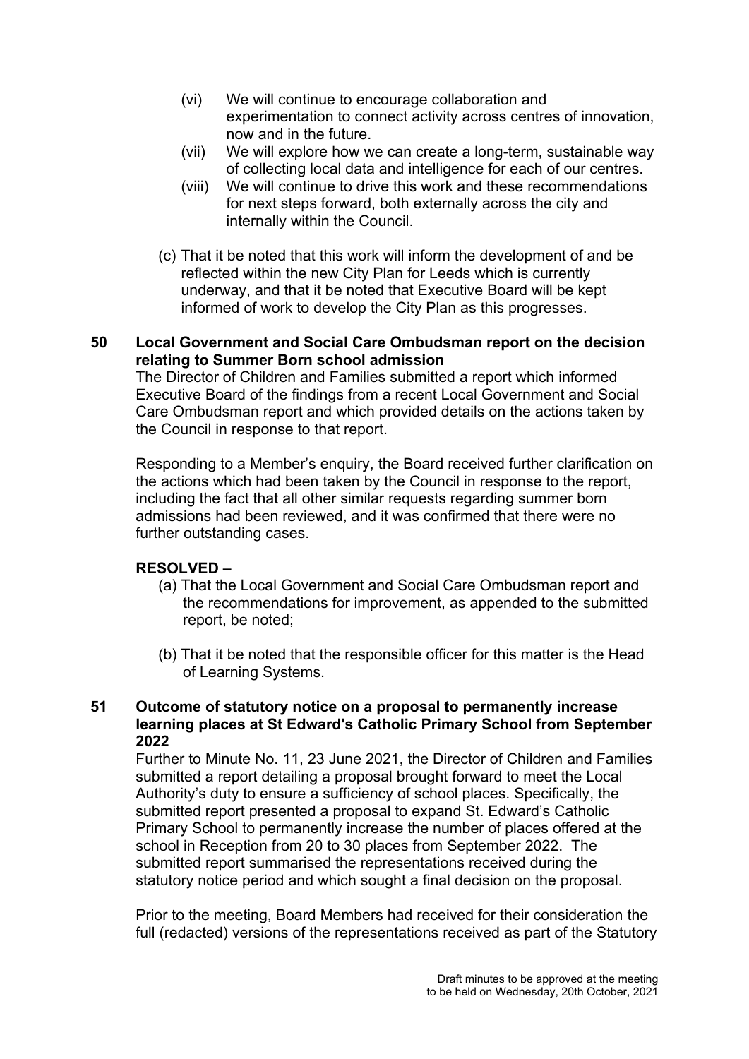(vi) We will continue to encourage collaboration and experimentation to connect activity across centres of innovation, now and in the future.

(vii) We will explore how we can create a long-term, sustainable way of collecting local data and intelligence for each of our centres.

(viii) We will continue to drive this work and these recommendations for next steps forward, both externally across the city and internally within the Council.

(c) That it be noted that this work will inform the development of and be reflected within the new City Plan for Leeds which is currently underway, and that it be noted that Executive Board will be kept informed of work to develop the City Plan as this progresses.

**50 Local Government and Social Care Ombudsman report on the decision relating to Summer Born school admission**

The Director of Children and Families submitted a report which informed Executive Board of the findings from a recent Local Government and Social Care Ombudsman report and which provided details on the actions taken by the Council in response to that report.

Responding to a Member's enquiry, the Board received further clarification on the actions which had been taken by the Council in response to the report, including the fact that all other similar requests regarding summer born admissions had been reviewed, and it was confirmed that there were no further outstanding cases.

**RESOLVED –**

(a) That the Local Government and Social Care Ombudsman report and the recommendations for improvement, as appended to the submitted report, be noted;

(b) That it be noted that the responsible officer for this matter is the Head of Learning Systems.

**51 Outcome of statutory notice on a proposal to permanently increase learning places at St Edward's Catholic Primary School from September 2022**

Further to Minute No. 11, 23 June 2021, the Director of Children and Families submitted a report detailing a proposal brought forward to meet the Local Authority's duty to ensure a sufficiency of school places. Specifically, the submitted report presented a proposal to expand St. Edward's Catholic Primary School to permanently increase the number of places offered at the school in Reception from 20 to 30 places from September 2022. The submitted report summarised the representations received during the statutory notice period and which sought a final decision on the proposal.

Prior to the meeting, Board Members had received for their consideration the full (redacted) versions of the representations received as part of the Statutory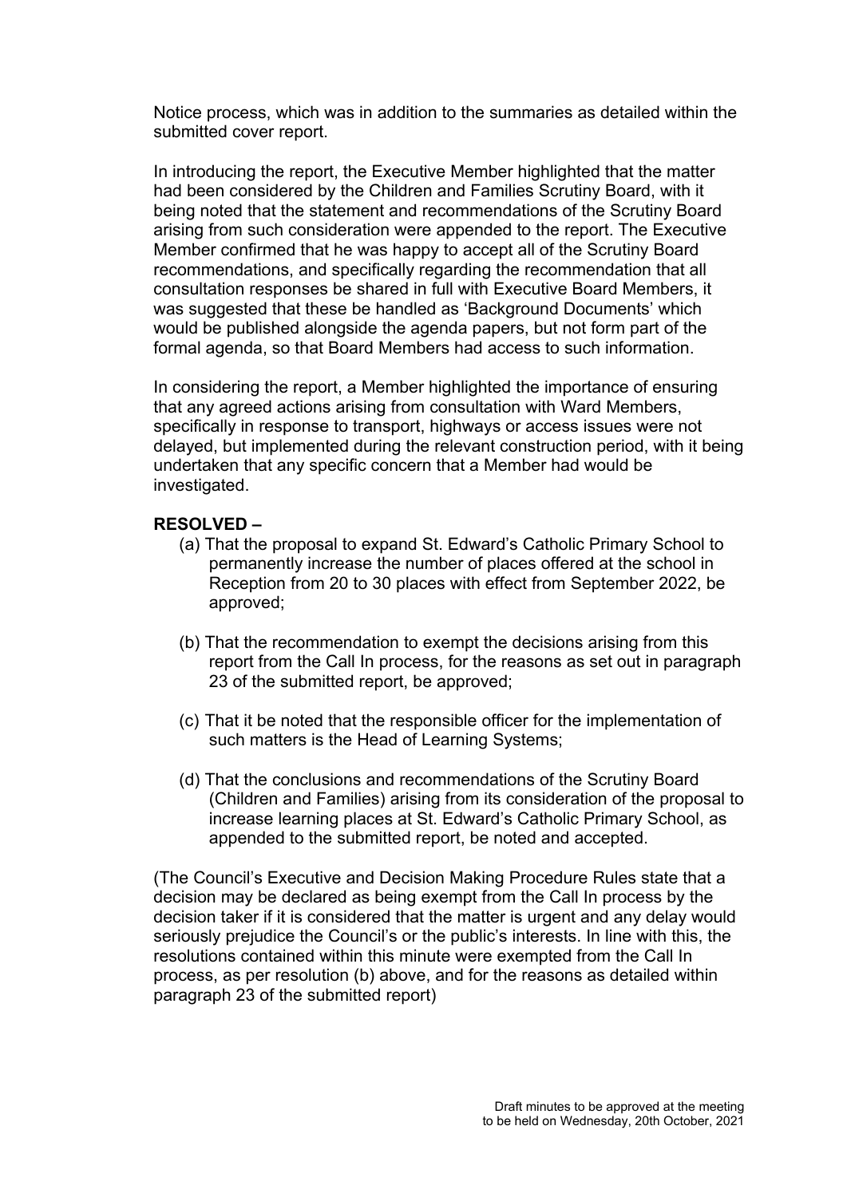Notice process, which was in addition to the summaries as detailed within the submitted cover report.

In introducing the report, the Executive Member highlighted that the matter had been considered by the Children and Families Scrutiny Board, with it being noted that the statement and recommendations of the Scrutiny Board arising from such consideration were appended to the report. The Executive Member confirmed that he was happy to accept all of the Scrutiny Board recommendations, and specifically regarding the recommendation that all consultation responses be shared in full with Executive Board Members, it was suggested that these be handled as 'Background Documents' which would be published alongside the agenda papers, but not form part of the formal agenda, so that Board Members had access to such information.

In considering the report, a Member highlighted the importance of ensuring that any agreed actions arising from consultation with Ward Members, specifically in response to transport, highways or access issues were not delayed, but implemented during the relevant construction period, with it being undertaken that any specific concern that a Member had would be investigated.

**RESOLVED –**

(a) That the proposal to expand St. Edward's Catholic Primary School to permanently increase the number of places offered at the school in Reception from 20 to 30 places with effect from September 2022, be approved;

(b) That the recommendation to exempt the decisions arising from this report from the Call In process, for the reasons as set out in paragraph 23 of the submitted report, be approved;

(c) That it be noted that the responsible officer for the implementation of such matters is the Head of Learning Systems;

(d) That the conclusions and recommendations of the Scrutiny Board (Children and Families) arising from its consideration of the proposal to increase learning places at St. Edward's Catholic Primary School, as appended to the submitted report, be noted and accepted.

(The Council's Executive and Decision Making Procedure Rules state that a decision may be declared as being exempt from the Call In process by the decision taker if it is considered that the matter is urgent and any delay would seriously prejudice the Council's or the public's interests. In line with this, the resolutions contained within this minute were exempted from the Call In process, as per resolution (b) above, and for the reasons as detailed within paragraph 23 of the submitted report)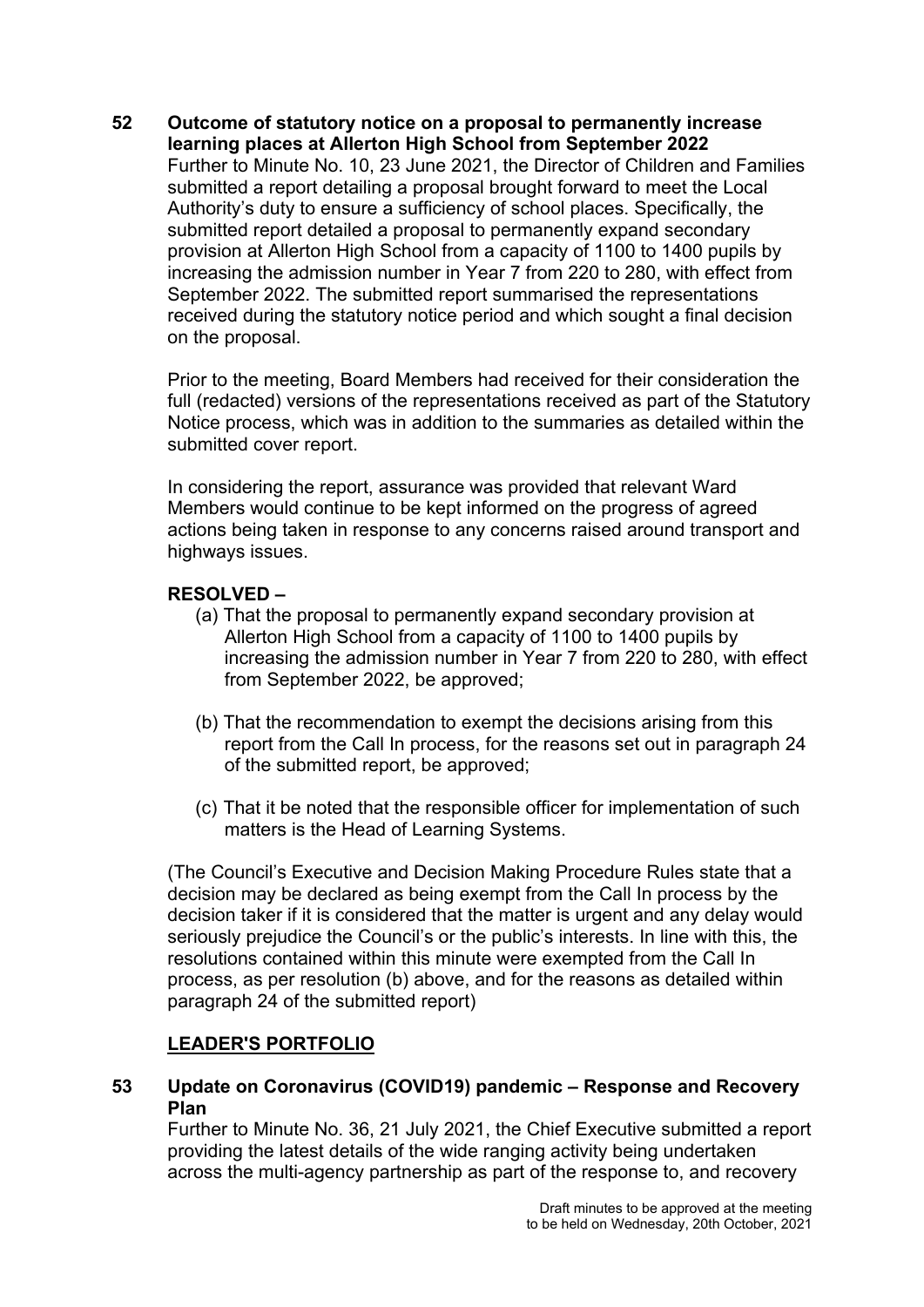**52 Outcome of statutory notice on a proposal to permanently increase learning places at Allerton High School from September 2022**

Further to Minute No. 10, 23 June 2021, the Director of Children and Families submitted a report detailing a proposal brought forward to meet the Local Authority's duty to ensure a sufficiency of school places. Specifically, the submitted report detailed a proposal to permanently expand secondary provision at Allerton High School from a capacity of 1100 to 1400 pupils by increasing the admission number in Year 7 from 220 to 280, with effect from September 2022. The submitted report summarised the representations received during the statutory notice period and which sought a final decision on the proposal.

Prior to the meeting, Board Members had received for their consideration the full (redacted) versions of the representations received as part of the Statutory Notice process, which was in addition to the summaries as detailed within the submitted cover report.

In considering the report, assurance was provided that relevant Ward Members would continue to be kept informed on the progress of agreed actions being taken in response to any concerns raised around transport and highways issues.

**RESOLVED –**

(a) That the proposal to permanently expand secondary provision at Allerton High School from a capacity of 1100 to 1400 pupils by increasing the admission number in Year 7 from 220 to 280, with effect from September 2022, be approved;

(b) That the recommendation to exempt the decisions arising from this report from the Call In process, for the reasons set out in paragraph 24 of the submitted report, be approved;

(c) That it be noted that the responsible officer for implementation of such matters is the Head of Learning Systems.

(The Council's Executive and Decision Making Procedure Rules state that a decision may be declared as being exempt from the Call In process by the decision taker if it is considered that the matter is urgent and any delay would seriously prejudice the Council's or the public's interests. In line with this, the resolutions contained within this minute were exempted from the Call In process, as per resolution (b) above, and for the reasons as detailed within paragraph 24 of the submitted report)

## LEADER'S PORTFOLIO

**53 Update on Coronavirus (COVID19) pandemic – Response and Recovery Plan**

Further to Minute No. 36, 21 July 2021, the Chief Executive submitted a report providing the latest details of the wide ranging activity being undertaken across the multi-agency partnership as part of the response to, and recovery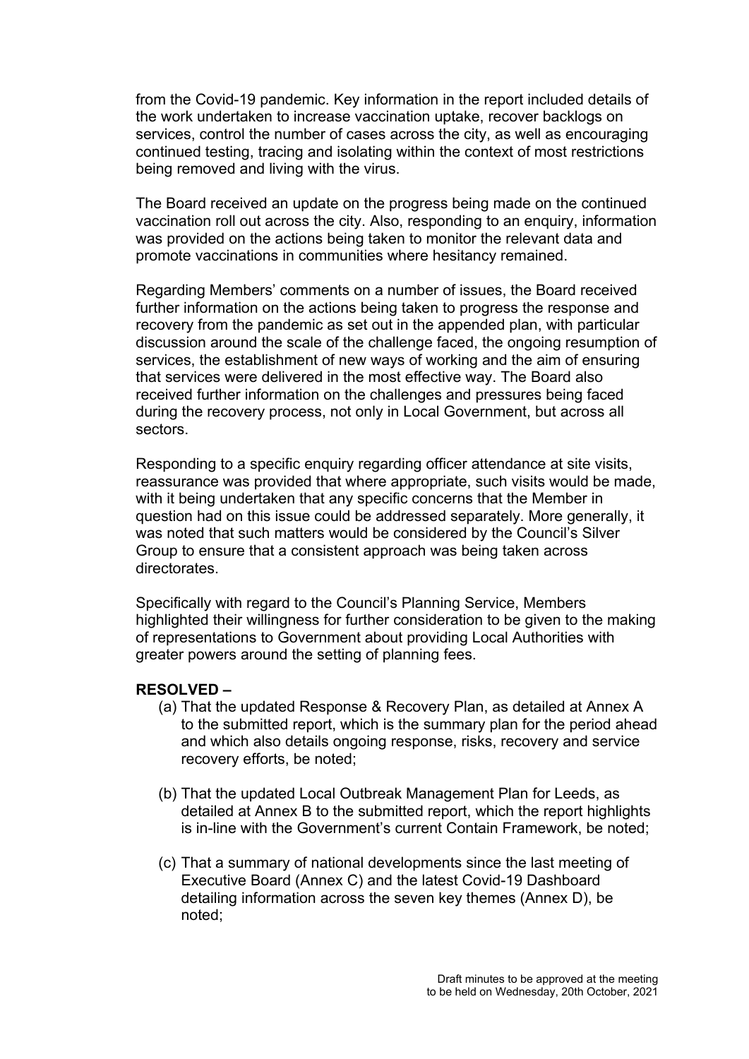from the Covid-19 pandemic. Key information in the report included details of the work undertaken to increase vaccination uptake, recover backlogs on services, control the number of cases across the city, as well as encouraging continued testing, tracing and isolating within the context of most restrictions being removed and living with the virus.

The Board received an update on the progress being made on the continued vaccination roll out across the city. Also, responding to an enquiry, information was provided on the actions being taken to monitor the relevant data and promote vaccinations in communities where hesitancy remained.

Regarding Members' comments on a number of issues, the Board received further information on the actions being taken to progress the response and recovery from the pandemic as set out in the appended plan, with particular discussion around the scale of the challenge faced, the ongoing resumption of services, the establishment of new ways of working and the aim of ensuring that services were delivered in the most effective way. The Board also received further information on the challenges and pressures being faced during the recovery process, not only in Local Government, but across all sectors.

Responding to a specific enquiry regarding officer attendance at site visits, reassurance was provided that where appropriate, such visits would be made, with it being undertaken that any specific concerns that the Member in question had on this issue could be addressed separately. More generally, it was noted that such matters would be considered by the Council's Silver Group to ensure that a consistent approach was being taken across directorates.

Specifically with regard to the Council's Planning Service, Members highlighted their willingness for further consideration to be given to the making of representations to Government about providing Local Authorities with greater powers around the setting of planning fees.

**RESOLVED –**

(a) That the updated Response & Recovery Plan, as detailed at Annex A to the submitted report, which is the summary plan for the period ahead and which also details ongoing response, risks, recovery and service recovery efforts, be noted;

(b) That the updated Local Outbreak Management Plan for Leeds, as detailed at Annex B to the submitted report, which the report highlights is in-line with the Government's current Contain Framework, be noted;

(c) That a summary of national developments since the last meeting of Executive Board (Annex C) and the latest Covid-19 Dashboard detailing information across the seven key themes (Annex D), be noted;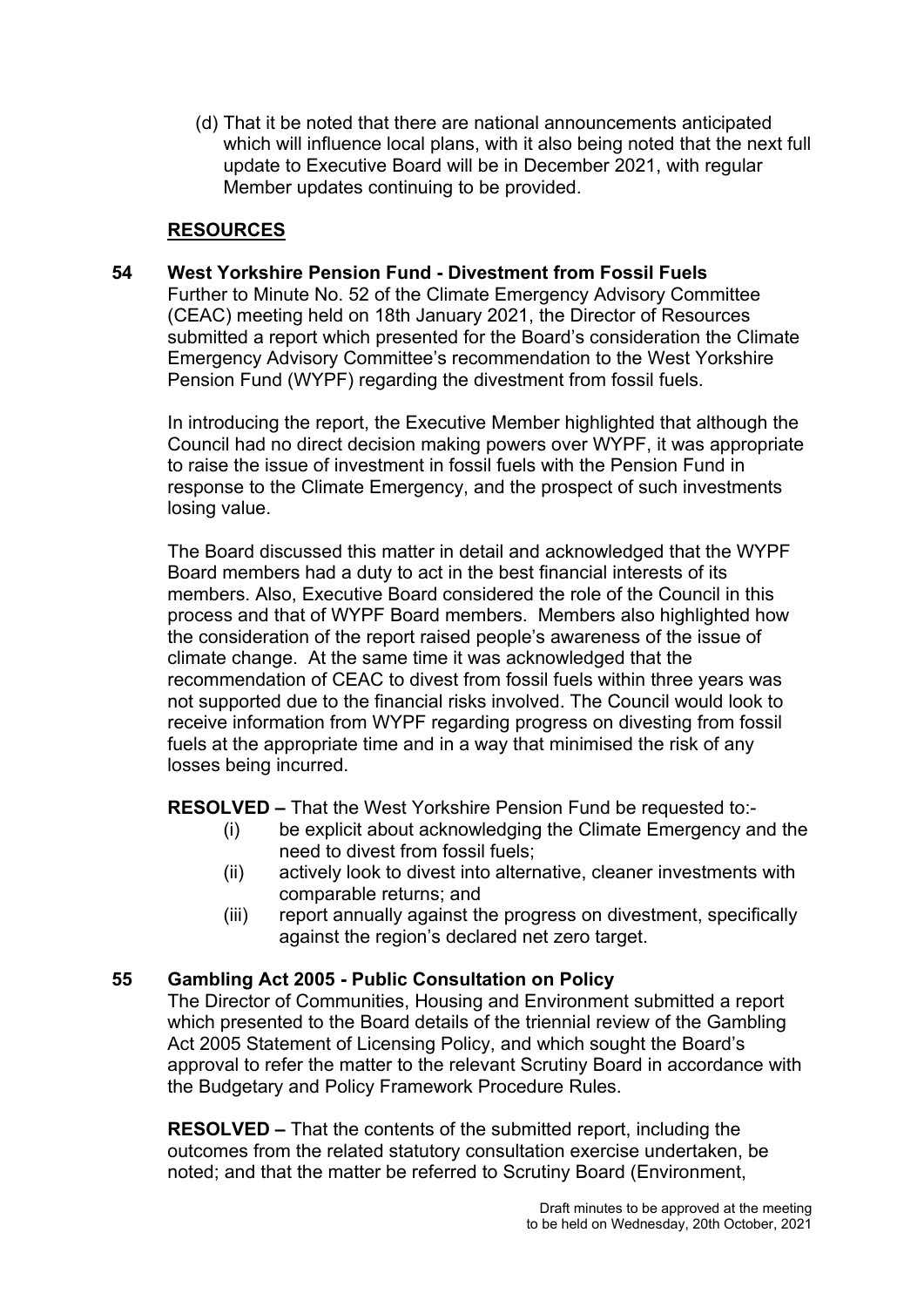(d) That it be noted that there are national announcements anticipated which will influence local plans, with it also being noted that the next full update to Executive Board will be in December 2021, with regular Member updates continuing to be provided.

## RESOURCES

### 54 West Yorkshire Pension Fund - Divestment from Fossil Fuels

Further to Minute No. 52 of the Climate Emergency Advisory Committee (CEAC) meeting held on 18th January 2021, the Director of Resources submitted a report which presented for the Board's consideration the Climate Emergency Advisory Committee's recommendation to the West Yorkshire Pension Fund (WYPF) regarding the divestment from fossil fuels.

In introducing the report, the Executive Member highlighted that although the Council had no direct decision making powers over WYPF, it was appropriate to raise the issue of investment in fossil fuels with the Pension Fund in response to the Climate Emergency, and the prospect of such investments losing value.

The Board discussed this matter in detail and acknowledged that the WYPF Board members had a duty to act in the best financial interests of its members. Also, Executive Board considered the role of the Council in this process and that of WYPF Board members. Members also highlighted how the consideration of the report raised people's awareness of the issue of climate change. At the same time it was acknowledged that the recommendation of CEAC to divest from fossil fuels within three years was not supported due to the financial risks involved. The Council would look to receive information from WYPF regarding progress on divesting from fossil fuels at the appropriate time and in a way that minimised the risk of any losses being incurred.

**RESOLVED –** That the West Yorkshire Pension Fund be requested to:-

(i) be explicit about acknowledging the Climate Emergency and the need to divest from fossil fuels;

(ii) actively look to divest into alternative, cleaner investments with comparable returns; and

(iii) report annually against the progress on divestment, specifically against the region's declared net zero target.

### 55 Gambling Act 2005 - Public Consultation on Policy

The Director of Communities, Housing and Environment submitted a report which presented to the Board details of the triennial review of the Gambling Act 2005 Statement of Licensing Policy, and which sought the Board's approval to refer the matter to the relevant Scrutiny Board in accordance with the Budgetary and Policy Framework Procedure Rules.

**RESOLVED –** That the contents of the submitted report, including the outcomes from the related statutory consultation exercise undertaken, be noted; and that the matter be referred to Scrutiny Board (Environment,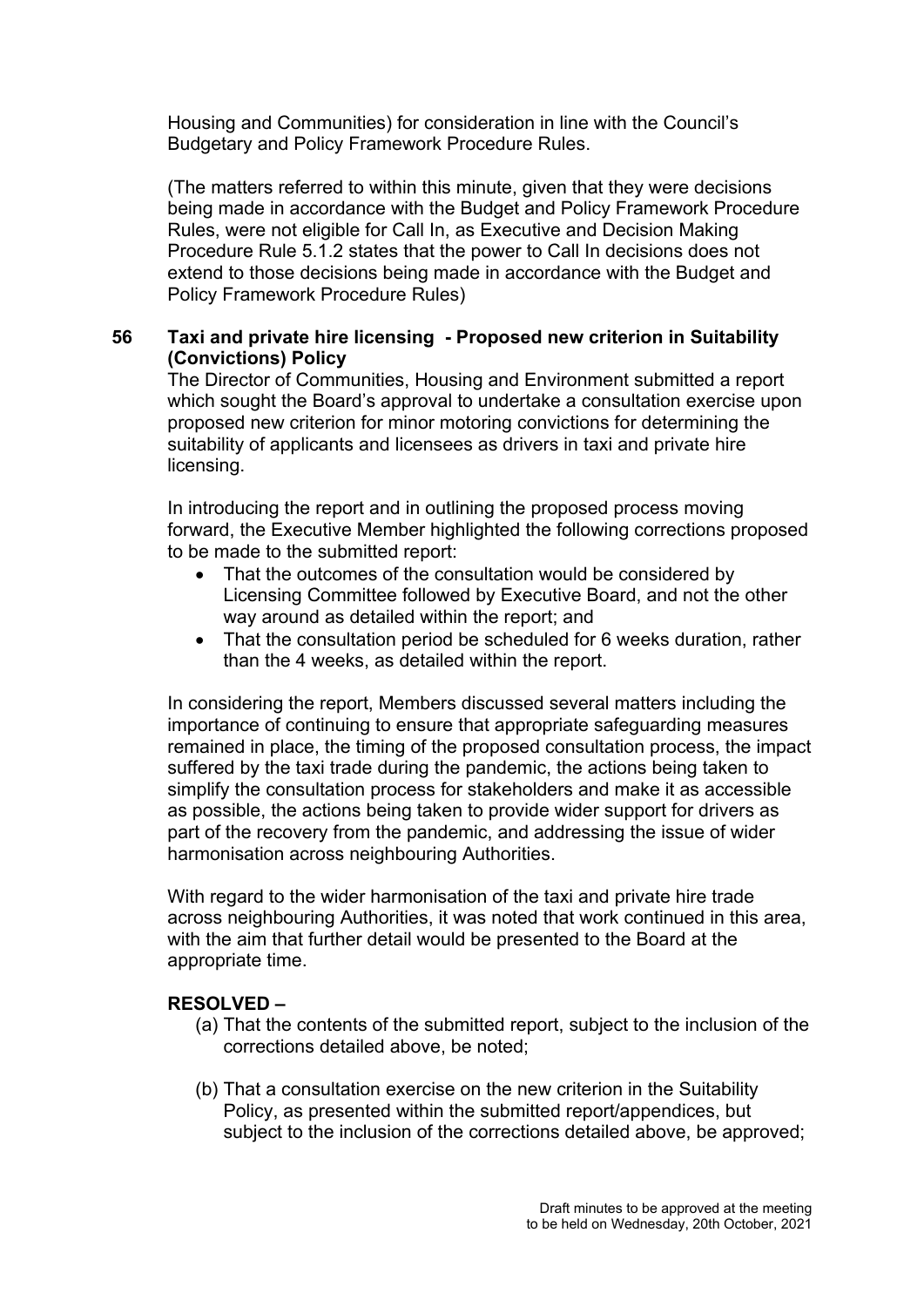Housing and Communities) for consideration in line with the Council's Budgetary and Policy Framework Procedure Rules.

(The matters referred to within this minute, given that they were decisions being made in accordance with the Budget and Policy Framework Procedure Rules, were not eligible for Call In, as Executive and Decision Making Procedure Rule 5.1.2 states that the power to Call In decisions does not extend to those decisions being made in accordance with the Budget and Policy Framework Procedure Rules)

## 56 Taxi and private hire licensing - Proposed new criterion in Suitability (Convictions) Policy

The Director of Communities, Housing and Environment submitted a report which sought the Board's approval to undertake a consultation exercise upon proposed new criterion for minor motoring convictions for determining the suitability of applicants and licensees as drivers in taxi and private hire licensing.

In introducing the report and in outlining the proposed process moving forward, the Executive Member highlighted the following corrections proposed to be made to the submitted report:

- That the outcomes of the consultation would be considered by Licensing Committee followed by Executive Board, and not the other way around as detailed within the report; and
- That the consultation period be scheduled for 6 weeks duration, rather than the 4 weeks, as detailed within the report.

In considering the report, Members discussed several matters including the importance of continuing to ensure that appropriate safeguarding measures remained in place, the timing of the proposed consultation process, the impact suffered by the taxi trade during the pandemic, the actions being taken to simplify the consultation process for stakeholders and make it as accessible as possible, the actions being taken to provide wider support for drivers as part of the recovery from the pandemic, and addressing the issue of wider harmonisation across neighbouring Authorities.

With regard to the wider harmonisation of the taxi and private hire trade across neighbouring Authorities, it was noted that work continued in this area, with the aim that further detail would be presented to the Board at the appropriate time.

**RESOLVED –**

(a) That the contents of the submitted report, subject to the inclusion of the corrections detailed above, be noted;

(b) That a consultation exercise on the new criterion in the Suitability Policy, as presented within the submitted report/appendices, but subject to the inclusion of the corrections detailed above, be approved;

Draft minutes to be approved at the meeting to be held on Wednesday, 20th October, 2021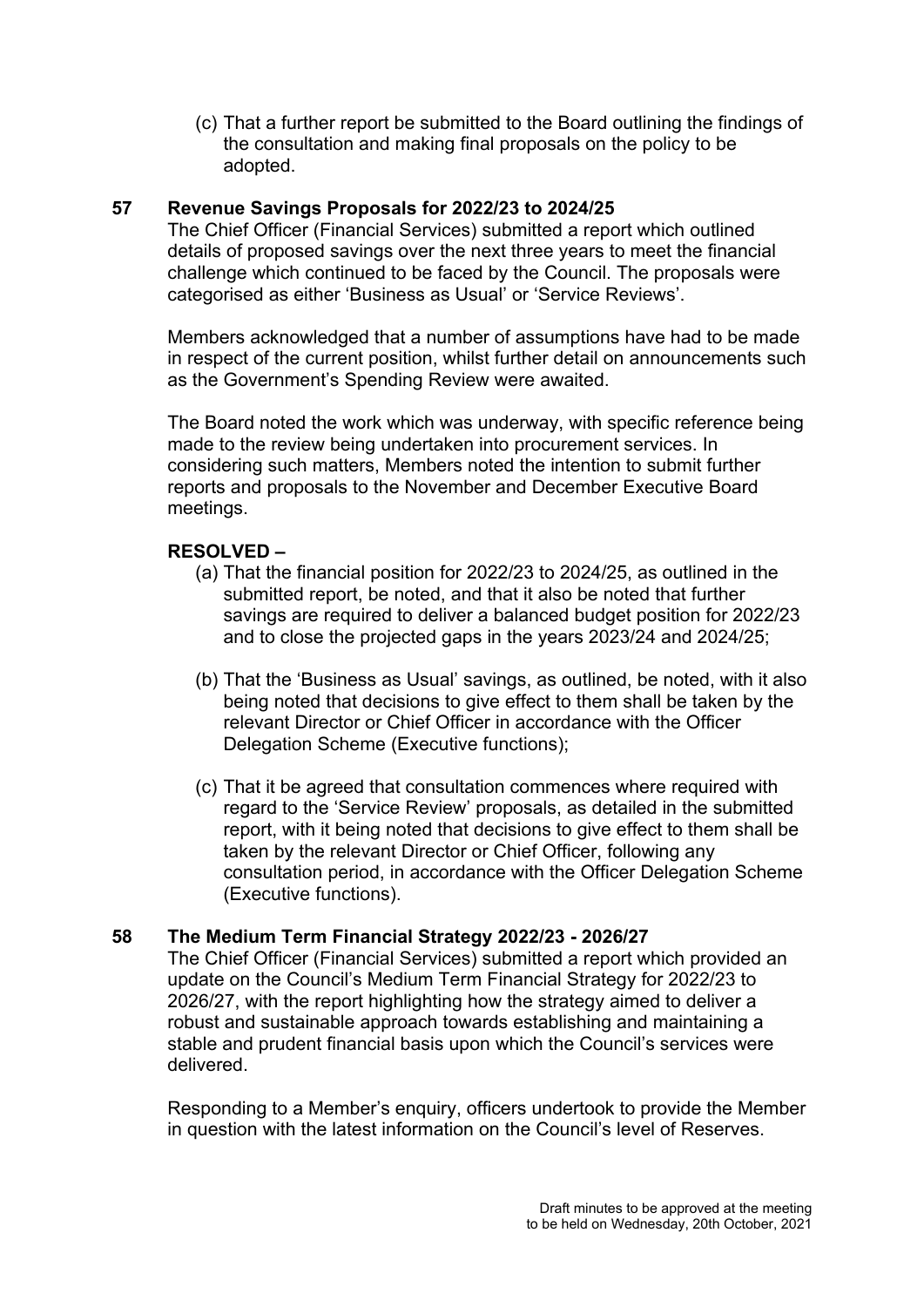(c) That a further report be submitted to the Board outlining the findings of the consultation and making final proposals on the policy to be adopted.

## 57 Revenue Savings Proposals for 2022/23 to 2024/25

The Chief Officer (Financial Services) submitted a report which outlined details of proposed savings over the next three years to meet the financial challenge which continued to be faced by the Council. The proposals were categorised as either 'Business as Usual' or 'Service Reviews'.

Members acknowledged that a number of assumptions have had to be made in respect of the current position, whilst further detail on announcements such as the Government's Spending Review were awaited.

The Board noted the work which was underway, with specific reference being made to the review being undertaken into procurement services. In considering such matters, Members noted the intention to submit further reports and proposals to the November and December Executive Board meetings.

**RESOLVED –**

(a) That the financial position for 2022/23 to 2024/25, as outlined in the submitted report, be noted, and that it also be noted that further savings are required to deliver a balanced budget position for 2022/23 and to close the projected gaps in the years 2023/24 and 2024/25;

(b) That the 'Business as Usual' savings, as outlined, be noted, with it also being noted that decisions to give effect to them shall be taken by the relevant Director or Chief Officer in accordance with the Officer Delegation Scheme (Executive functions);

(c) That it be agreed that consultation commences where required with regard to the 'Service Review' proposals, as detailed in the submitted report, with it being noted that decisions to give effect to them shall be taken by the relevant Director or Chief Officer, following any consultation period, in accordance with the Officer Delegation Scheme (Executive functions).

## 58 The Medium Term Financial Strategy 2022/23 - 2026/27

The Chief Officer (Financial Services) submitted a report which provided an update on the Council's Medium Term Financial Strategy for 2022/23 to 2026/27, with the report highlighting how the strategy aimed to deliver a robust and sustainable approach towards establishing and maintaining a stable and prudent financial basis upon which the Council's services were delivered.

Responding to a Member's enquiry, officers undertook to provide the Member in question with the latest information on the Council's level of Reserves.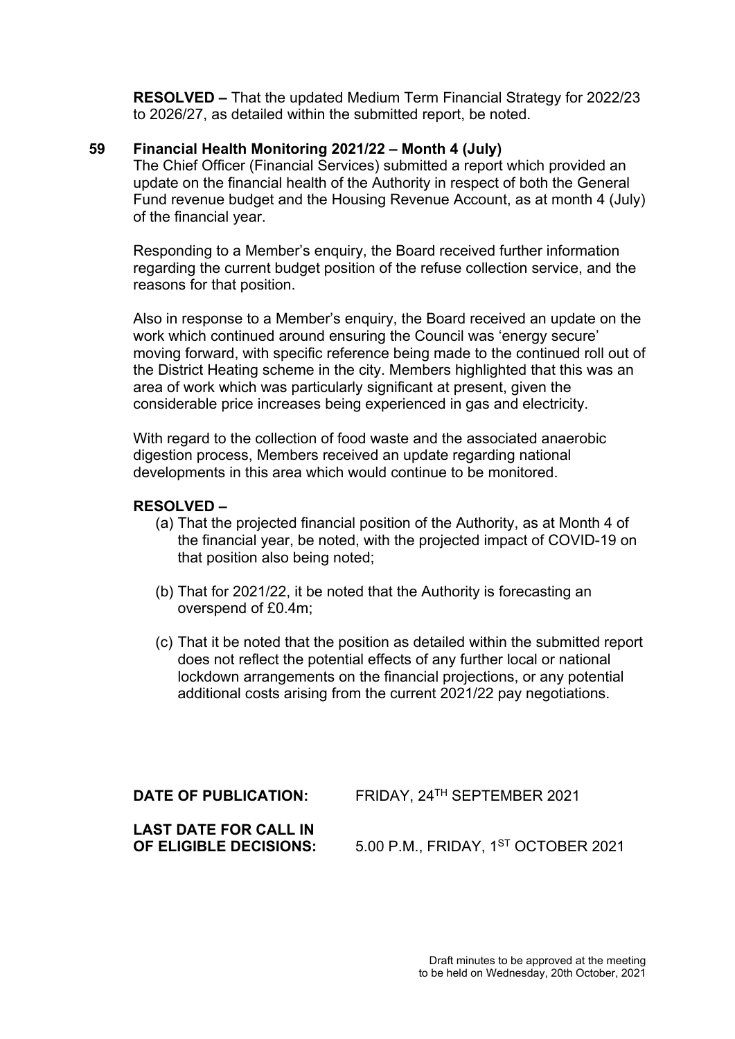**RESOLVED –** That the updated Medium Term Financial Strategy for 2022/23 to 2026/27, as detailed within the submitted report, be noted.

## 59 Financial Health Monitoring 2021/22 – Month 4 (July)

The Chief Officer (Financial Services) submitted a report which provided an update on the financial health of the Authority in respect of both the General Fund revenue budget and the Housing Revenue Account, as at month 4 (July) of the financial year.

Responding to a Member's enquiry, the Board received further information regarding the current budget position of the refuse collection service, and the reasons for that position.

Also in response to a Member's enquiry, the Board received an update on the work which continued around ensuring the Council was 'energy secure' moving forward, with specific reference being made to the continued roll out of the District Heating scheme in the city. Members highlighted that this was an area of work which was particularly significant at present, given the considerable price increases being experienced in gas and electricity.

With regard to the collection of food waste and the associated anaerobic digestion process, Members received an update regarding national developments in this area which would continue to be monitored.

**RESOLVED –**

(a) That the projected financial position of the Authority, as at Month 4 of the financial year, be noted, with the projected impact of COVID-19 on that position also being noted;

(b) That for 2021/22, it be noted that the Authority is forecasting an overspend of £0.4m;

(c) That it be noted that the position as detailed within the submitted report does not reflect the potential effects of any further local or national lockdown arrangements on the financial projections, or any potential additional costs arising from the current 2021/22 pay negotiations.

**DATE OF PUBLICATION:** FRIDAY, 24TH SEPTEMBER 2021

**LAST DATE FOR CALL IN OF ELIGIBLE DECISIONS:** 5.00 P.M., FRIDAY, 1ST OCTOBER 2021

Draft minutes to be approved at the meeting to be held on Wednesday, 20th October, 2021